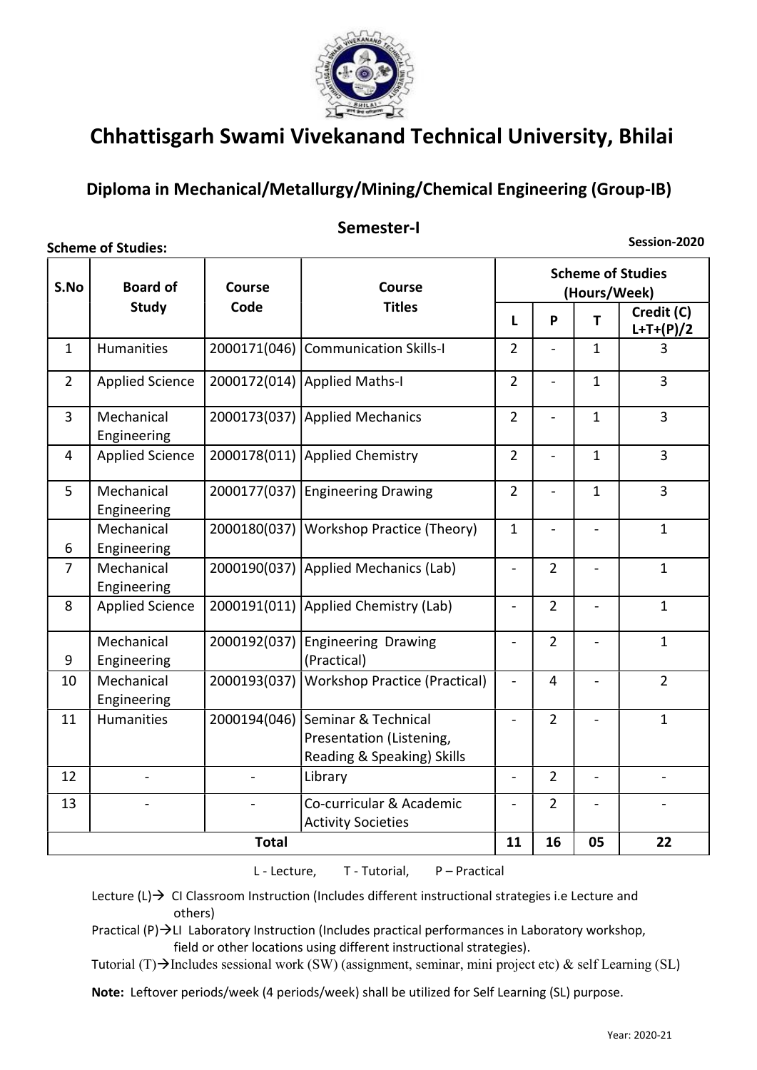# Chhattisgarh Swami Vivekanand Technical University, Bhilai

## Diploma in Mechanical/Metallurgy/Mining/Chemical Engineering (Group-IB)

### Semester-I

**Scheme of Studies:** **Session-2020**

| S.No | Board of Study | Course Code | Course Titles | Scheme of Studies (Hours/Week) | | | |
|---|---|---|---|---|---|---|---|
| | | | | L | P | T | Credit (C) L+T+(P)/2 |
| 1 | Humanities | 2000171(046) | Communication Skills-I | 2 | - | 1 | 3 |
| 2 | Applied Science | 2000172(014) | Applied Maths-I | 2 | - | 1 | 3 |
| 3 | Mechanical Engineering | 2000173(037) | Applied Mechanics | 2 | - | 1 | 3 |
| 4 | Applied Science | 2000178(011) | Applied Chemistry | 2 | - | 1 | 3 |
| 5 | Mechanical Engineering | 2000177(037) | Engineering Drawing | 2 | - | 1 | 3 |
| 6 | Mechanical Engineering | 2000180(037) | Workshop Practice (Theory) | 1 | - | - | 1 |
| 7 | Mechanical Engineering | 2000190(037) | Applied Mechanics (Lab) | - | 2 | - | 1 |
| 8 | Applied Science | 2000191(011) | Applied Chemistry (Lab) | - | 2 | - | 1 |
| 9 | Mechanical Engineering | 2000192(037) | Engineering Drawing (Practical) | - | 2 | - | 1 |
| 10 | Mechanical Engineering | 2000193(037) | Workshop Practice (Practical) | - | 4 | - | 2 |
| 11 | Humanities | 2000194(046) | Seminar & Technical Presentation (Listening, Reading & Speaking) Skills | - | 2 | - | 1 |
| 12 | - | - | Library | - | 2 | - | - |
| 13 | - | - | Co-curricular & Academic Activity Societies | - | 2 | - | - |
| **Total** | | | | **11** | **16** | **05** | **22** |

L - Lecture, T - Tutorial, P – Practical

Lecture (L)→ CI Classroom Instruction (Includes different instructional strategies i.e Lecture and others)

Practical (P)→LI Laboratory Instruction (Includes practical performances in Laboratory workshop, field or other locations using different instructional strategies).

Tutorial (T)→Includes sessional work (SW) (assignment, seminar, mini project etc) & self Learning (SL)

**Note:** Leftover periods/week (4 periods/week) shall be utilized for Self Learning (SL) purpose.

Year: 2020-21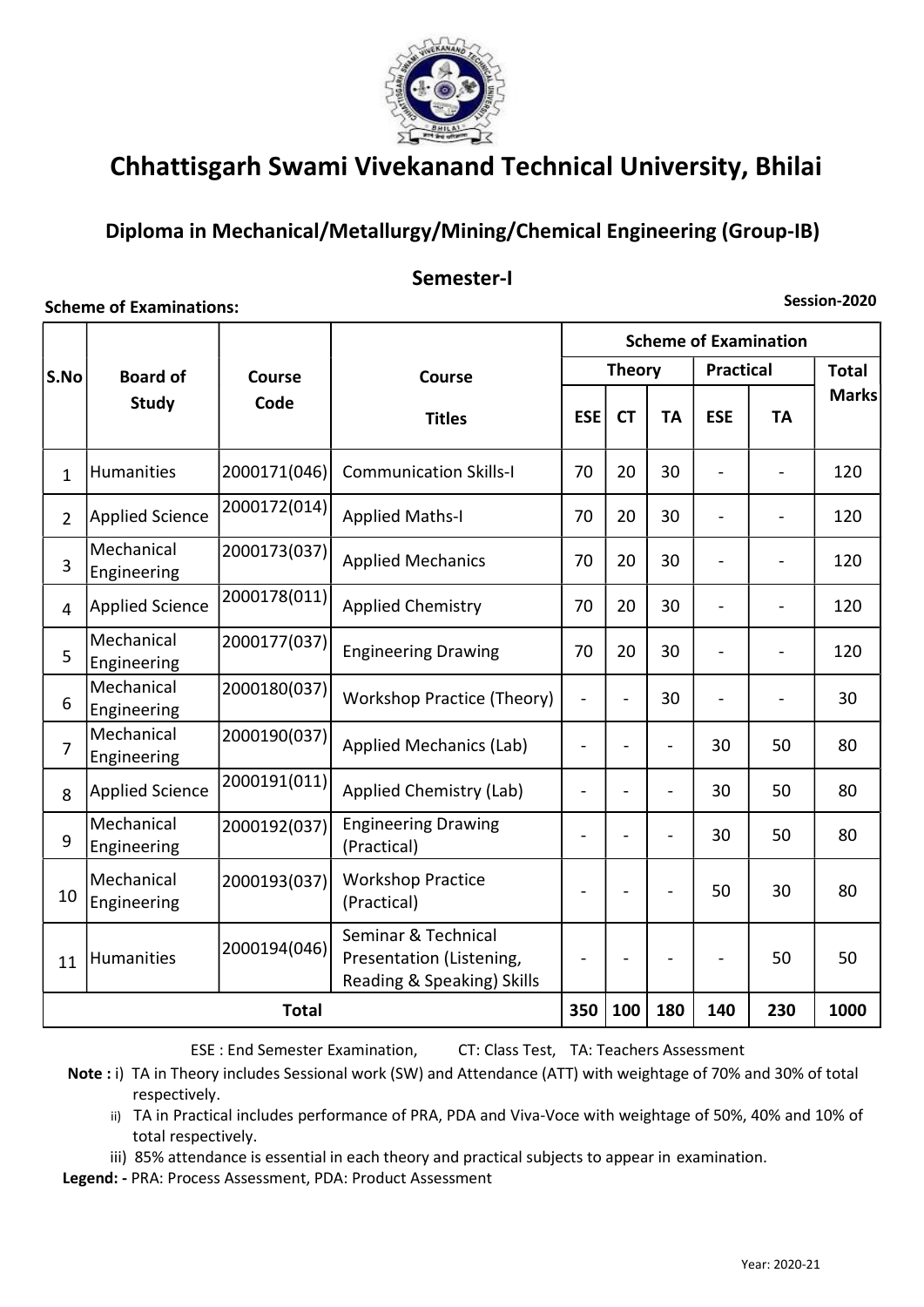# Chhattisgarh Swami Vivekanand Technical University, Bhilai

## Diploma in Mechanical/Metallurgy/Mining/Chemical Engineering (Group-IB)

### Semester-I

**Scheme of Examinations:** **Session-2020**

| S.No | Board of Study | Course Code | Course Titles | Scheme of Examination | | | | | |
|---|---|---|---|---|---|---|---|---|---|
| | | | | Theory | | | Practical | | Total Marks |
| | | | | ESE | CT | TA | ESE | TA | |
| 1 | Humanities | 2000171(046) | Communication Skills-I | 70 | 20 | 30 | - | - | 120 |
| 2 | Applied Science | 2000172(014) | Applied Maths-I | 70 | 20 | 30 | - | - | 120 |
| 3 | Mechanical Engineering | 2000173(037) | Applied Mechanics | 70 | 20 | 30 | - | - | 120 |
| 4 | Applied Science | 2000178(011) | Applied Chemistry | 70 | 20 | 30 | - | - | 120 |
| 5 | Mechanical Engineering | 2000177(037) | Engineering Drawing | 70 | 20 | 30 | - | - | 120 |
| 6 | Mechanical Engineering | 2000180(037) | Workshop Practice (Theory) | - | - | 30 | - | - | 30 |
| 7 | Mechanical Engineering | 2000190(037) | Applied Mechanics (Lab) | - | - | - | 30 | 50 | 80 |
| 8 | Applied Science | 2000191(011) | Applied Chemistry (Lab) | - | - | - | 30 | 50 | 80 |
| 9 | Mechanical Engineering | 2000192(037) | Engineering Drawing (Practical) | - | - | - | 30 | 50 | 80 |
| 10 | Mechanical Engineering | 2000193(037) | Workshop Practice (Practical) | - | - | - | 50 | 30 | 80 |
| 11 | Humanities | 2000194(046) | Seminar & Technical Presentation (Listening, Reading & Speaking) Skills | - | - | - | - | 50 | 50 |
| | | | **Total** | **350** | **100** | **180** | **140** | **230** | **1000** |

ESE : End Semester Examination, CT: Class Test, TA: Teachers Assessment

**Note :** i) TA in Theory includes Sessional work (SW) and Attendance (ATT) with weightage of 70% and 30% of total respectively.

ii) TA in Practical includes performance of PRA, PDA and Viva-Voce with weightage of 50%, 40% and 10% of total respectively.

iii) 85% attendance is essential in each theory and practical subjects to appear in examination.

**Legend: -** PRA: Process Assessment, PDA: Product Assessment

Year: 2020-21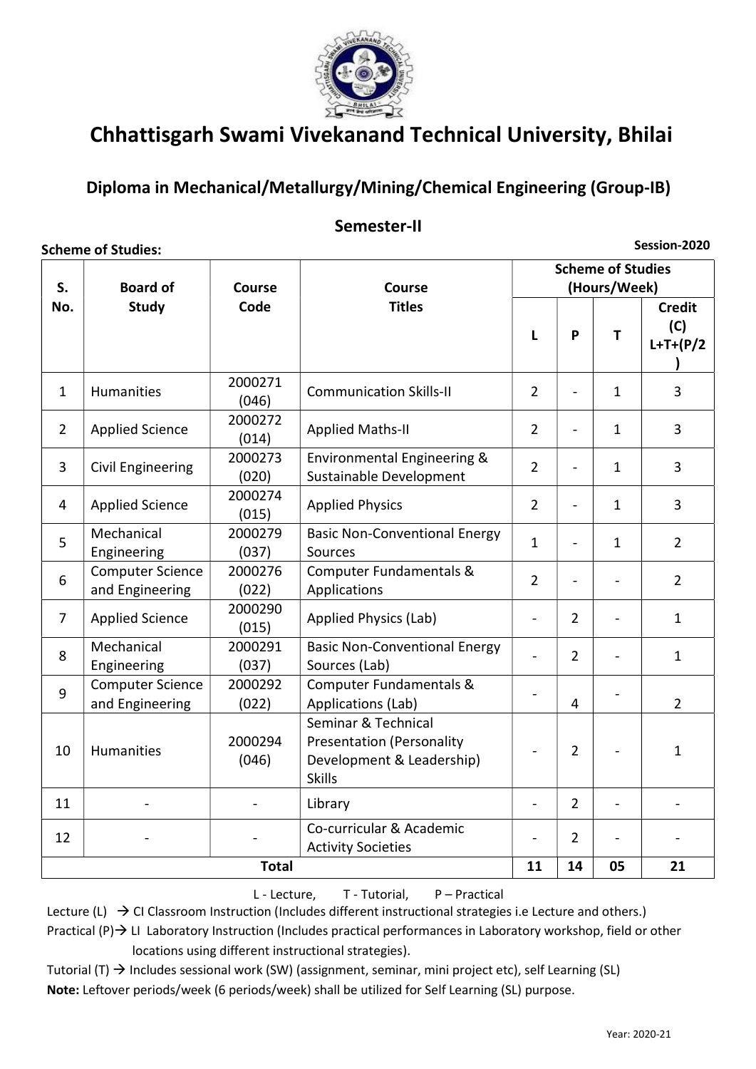# Chhattisgarh Swami Vivekanand Technical University, Bhilai

## Diploma in Mechanical/Metallurgy/Mining/Chemical Engineering (Group-IB)

### Semester-II

**Scheme of Studies:** Session-2020

| S. No. | Board of Study | Course Code | Course Titles | Scheme of Studies (Hours/Week) | | | |
|---|---|---|---|---|---|---|---|
| | | | | L | P | T | Credit (C) L+T+(P/2) |
| 1 | Humanities | 2000271 (046) | Communication Skills-II | 2 | - | 1 | 3 |
| 2 | Applied Science | 2000272 (014) | Applied Maths-II | 2 | - | 1 | 3 |
| 3 | Civil Engineering | 2000273 (020) | Environmental Engineering & Sustainable Development | 2 | - | 1 | 3 |
| 4 | Applied Science | 2000274 (015) | Applied Physics | 2 | - | 1 | 3 |
| 5 | Mechanical Engineering | 2000279 (037) | Basic Non-Conventional Energy Sources | 1 | - | 1 | 2 |
| 6 | Computer Science and Engineering | 2000276 (022) | Computer Fundamentals & Applications | 2 | - | - | 2 |
| 7 | Applied Science | 2000290 (015) | Applied Physics (Lab) | - | 2 | - | 1 |
| 8 | Mechanical Engineering | 2000291 (037) | Basic Non-Conventional Energy Sources (Lab) | - | 2 | - | 1 |
| 9 | Computer Science and Engineering | 2000292 (022) | Computer Fundamentals & Applications (Lab) | - | 4 | - | 2 |
| 10 | Humanities | 2000294 (046) | Seminar & Technical Presentation (Personality Development & Leadership) Skills | - | 2 | - | 1 |
| 11 | - | - | Library | - | 2 | - | - |
| 12 | - | - | Co-curricular & Academic Activity Societies | - | 2 | - | - |
| **Total** | | | | **11** | **14** | **05** | **21** |

L - Lecture, T - Tutorial, P – Practical

Lecture (L) → CI Classroom Instruction (Includes different instructional strategies i.e Lecture and others.)

Practical (P)→ LI Laboratory Instruction (Includes practical performances in Laboratory workshop, field or other locations using different instructional strategies).

Tutorial (T) → Includes sessional work (SW) (assignment, seminar, mini project etc), self Learning (SL)

**Note:** Leftover periods/week (6 periods/week) shall be utilized for Self Learning (SL) purpose.

Year: 2020-21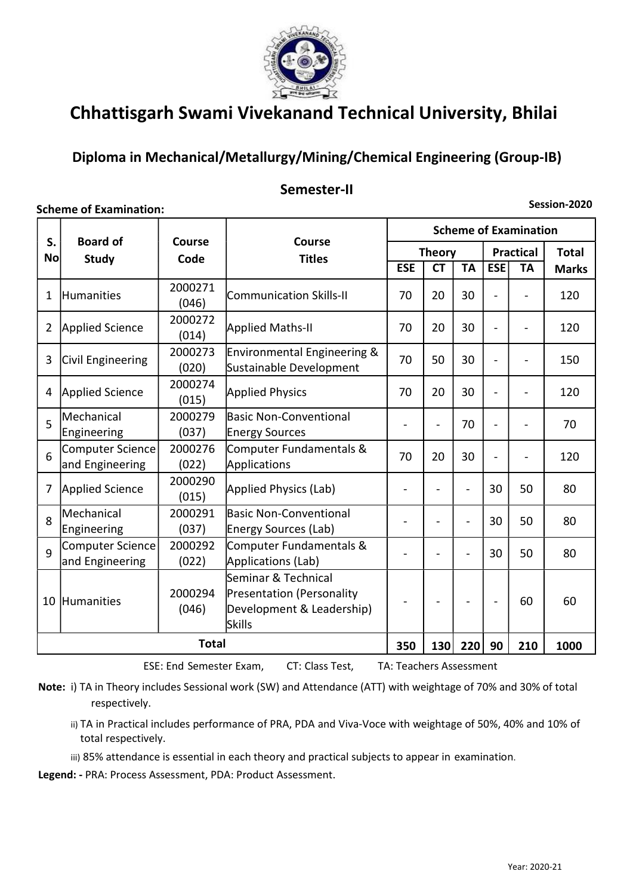# Chhattisgarh Swami Vivekanand Technical University, Bhilai

## Diploma in Mechanical/Metallurgy/Mining/Chemical Engineering (Group-IB)

### Semester-II

**Scheme of Examination:** **Session-2020**

| S. No | Board of Study | Course Code | Course Titles | Scheme of Examination | | | | | |
|---|---|---|---|---|---|---|---|---|---|
| | | | | Theory | | | Practical | | Total Marks |
| | | | | ESE | CT | TA | ESE | TA | |
| 1 | Humanities | 2000271 (046) | Communication Skills-II | 70 | 20 | 30 | - | - | 120 |
| 2 | Applied Science | 2000272 (014) | Applied Maths-II | 70 | 20 | 30 | - | - | 120 |
| 3 | Civil Engineering | 2000273 (020) | Environmental Engineering & Sustainable Development | 70 | 50 | 30 | - | - | 150 |
| 4 | Applied Science | 2000274 (015) | Applied Physics | 70 | 20 | 30 | - | - | 120 |
| 5 | Mechanical Engineering | 2000279 (037) | Basic Non-Conventional Energy Sources | - | - | 70 | - | - | 70 |
| 6 | Computer Science and Engineering | 2000276 (022) | Computer Fundamentals & Applications | 70 | 20 | 30 | - | - | 120 |
| 7 | Applied Science | 2000290 (015) | Applied Physics (Lab) | - | - | - | 30 | 50 | 80 |
| 8 | Mechanical Engineering | 2000291 (037) | Basic Non-Conventional Energy Sources (Lab) | - | - | - | 30 | 50 | 80 |
| 9 | Computer Science and Engineering | 2000292 (022) | Computer Fundamentals & Applications (Lab) | - | - | - | 30 | 50 | 80 |
| 10 | Humanities | 2000294 (046) | Seminar & Technical Presentation (Personality Development & Leadership) Skills | - | - | - | - | 60 | 60 |
| **Total** | | | | **350** | **130** | **220** | **90** | **210** | **1000** |

ESE: End Semester Exam, CT: Class Test, TA: Teachers Assessment

**Note:** i) TA in Theory includes Sessional work (SW) and Attendance (ATT) with weightage of 70% and 30% of total respectively.

ii) TA in Practical includes performance of PRA, PDA and Viva-Voce with weightage of 50%, 40% and 10% of total respectively.

iii) 85% attendance is essential in each theory and practical subjects to appear in examination.

**Legend: -** PRA: Process Assessment, PDA: Product Assessment.

Year: 2020-21